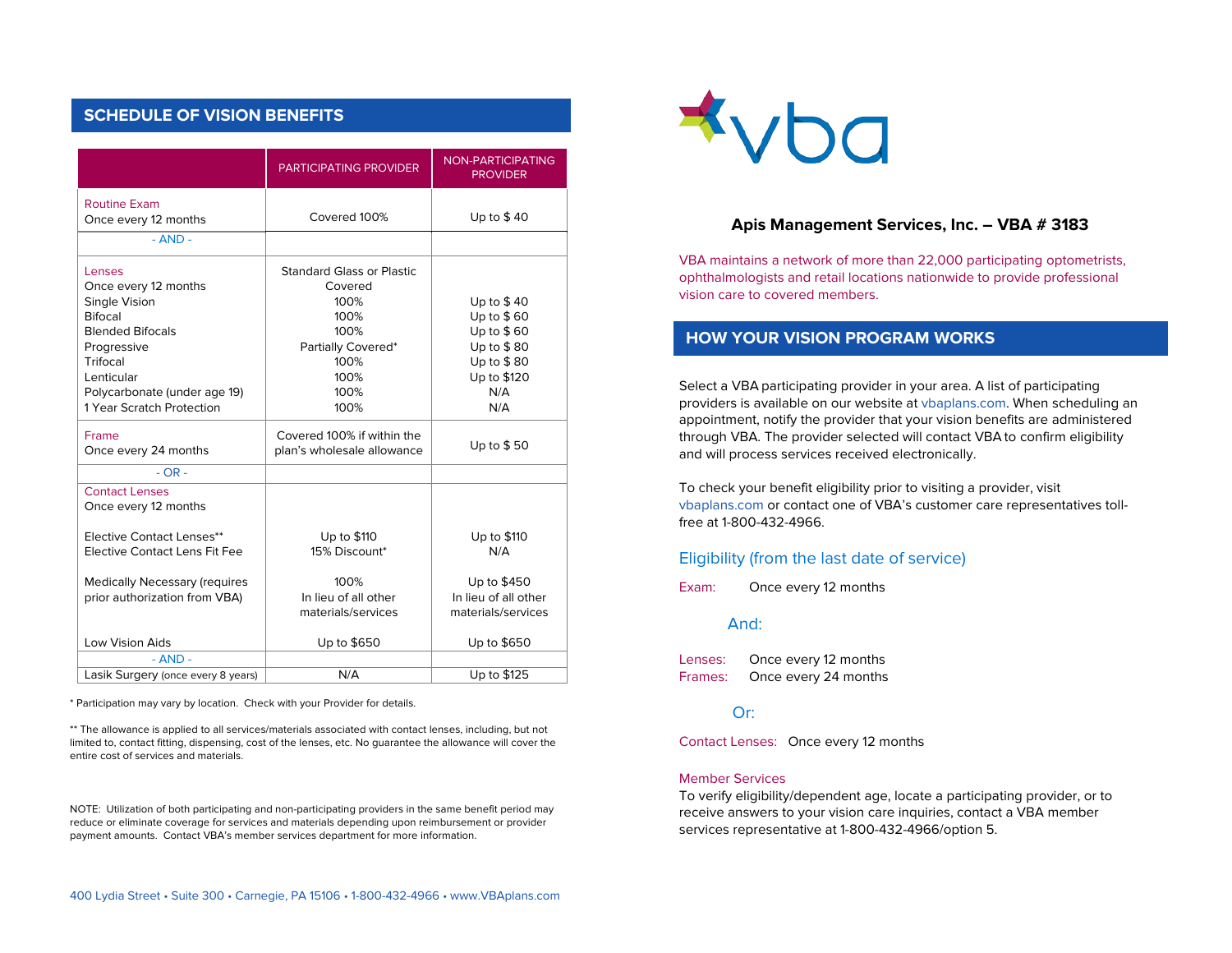## SCHEDULE OF VISION BENEFITS

| | PARTICIPATING PROVIDER | NON-PARTICIPATING PROVIDER |
|---|---|---|
| Routine Exam<br>Once every 12 months | Covered 100% | Up to $ 40 |
| - AND - | | |
| Lenses<br>Once every 12 months | Standard Glass or Plastic Covered | |
| Single Vision | 100% | Up to $ 40 |
| Bifocal | 100% | Up to $ 60 |
| Blended Bifocals | 100% | Up to $ 60 |
| Progressive | Partially Covered* | Up to $ 80 |
| Trifocal | 100% | Up to $ 80 |
| Lenticular | 100% | Up to $120 |
| Polycarbonate (under age 19) | 100% | N/A |
| 1 Year Scratch Protection | 100% | N/A |
| Frame<br>Once every 24 months | Covered 100% if within the plan's wholesale allowance | Up to $ 50 |
| - OR - | | |
| Contact Lenses<br>Once every 12 months | | |
| Elective Contact Lenses** | Up to $110 | Up to $110 |
| Elective Contact Lens Fit Fee | 15% Discount* | N/A |
| Medically Necessary (requires prior authorization from VBA) | 100%<br>In lieu of all other materials/services | Up to $450<br>In lieu of all other materials/services |
| Low Vision Aids | Up to $650 | Up to $650 |
| - AND - | | |
| Lasik Surgery (once every 8 years) | N/A | Up to $125 |

* Participation may vary by location. Check with your Provider for details.

** The allowance is applied to all services/materials associated with contact lenses, including, but not limited to, contact fitting, dispensing, cost of the lenses, etc. No guarantee the allowance will cover the entire cost of services and materials.

NOTE: Utilization of both participating and non-participating providers in the same benefit period may reduce or eliminate coverage for services and materials depending upon reimbursement or provider payment amounts. Contact VBA's member services department for more information.

400 Lydia Street • Suite 300 • Carnegie, PA 15106 • 1-800-432-4966 • www.VBAplans.com

vba

### Apis Management Services, Inc. – VBA # 3183

VBA maintains a network of more than 22,000 participating optometrists, ophthalmologists and retail locations nationwide to provide professional vision care to covered members.

## HOW YOUR VISION PROGRAM WORKS

Select a VBA participating provider in your area. A list of participating providers is available on our website at vbaplans.com. When scheduling an appointment, notify the provider that your vision benefits are administered through VBA. The provider selected will contact VBA to confirm eligibility and will process services received electronically.

To check your benefit eligibility prior to visiting a provider, visit vbaplans.com or contact one of VBA's customer care representatives toll-free at 1-800-432-4966.

### Eligibility (from the last date of service)

Exam: Once every 12 months

And:

Lenses: Once every 12 months
Frames: Once every 24 months

Or:

Contact Lenses: Once every 12 months

**Member Services**

To verify eligibility/dependent age, locate a participating provider, or to receive answers to your vision care inquiries, contact a VBA member services representative at 1-800-432-4966/option 5.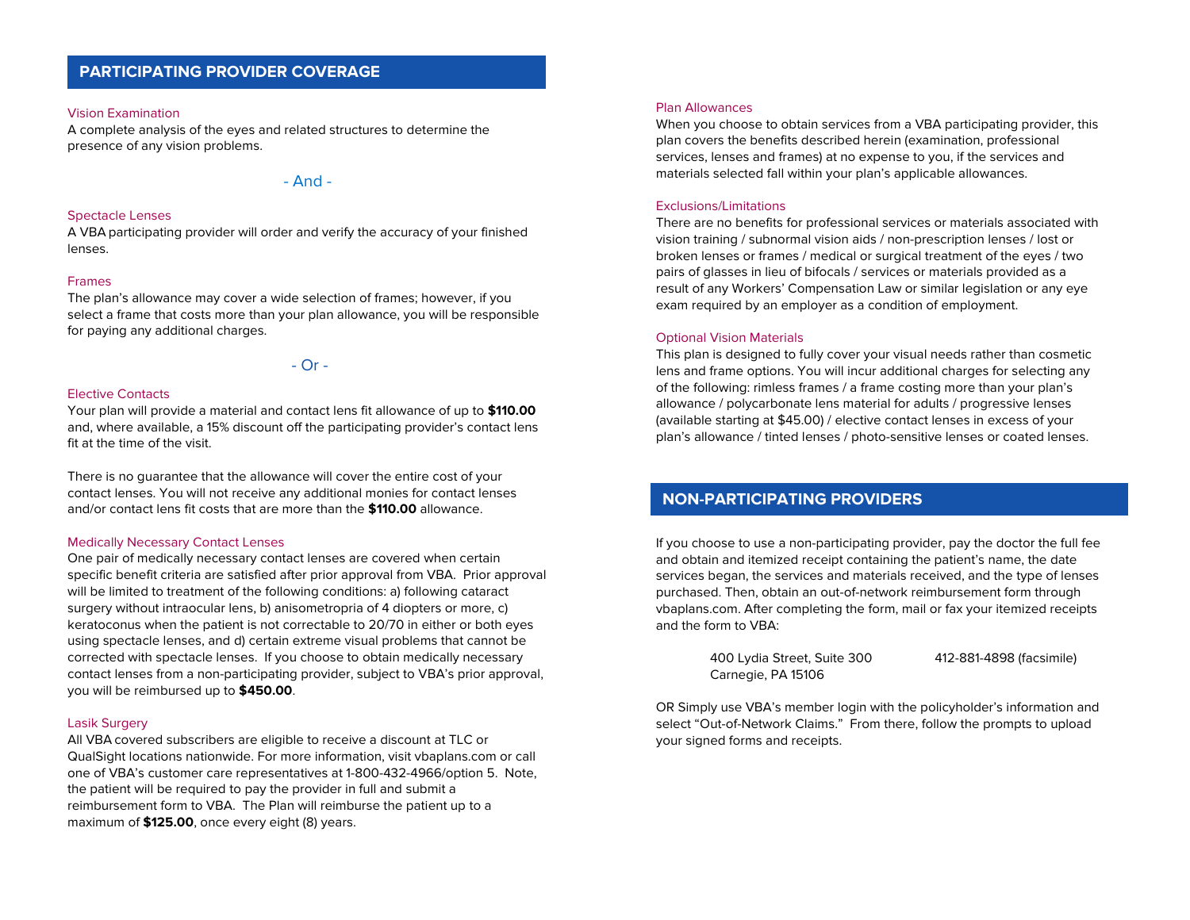## PARTICIPATING PROVIDER COVERAGE

### Vision Examination

A complete analysis of the eyes and related structures to determine the presence of any vision problems.

- And -

### Spectacle Lenses

A VBA participating provider will order and verify the accuracy of your finished lenses.

### Frames

The plan's allowance may cover a wide selection of frames; however, if you select a frame that costs more than your plan allowance, you will be responsible for paying any additional charges.

- Or -

### Elective Contacts

Your plan will provide a material and contact lens fit allowance of up to **$110.00** and, where available, a 15% discount off the participating provider's contact lens fit at the time of the visit.

There is no guarantee that the allowance will cover the entire cost of your contact lenses. You will not receive any additional monies for contact lenses and/or contact lens fit costs that are more than the **$110.00** allowance.

### Medically Necessary Contact Lenses

One pair of medically necessary contact lenses are covered when certain specific benefit criteria are satisfied after prior approval from VBA. Prior approval will be limited to treatment of the following conditions: a) following cataract surgery without intraocular lens, b) anisometropria of 4 diopters or more, c) keratoconus when the patient is not correctable to 20/70 in either or both eyes using spectacle lenses, and d) certain extreme visual problems that cannot be corrected with spectacle lenses. If you choose to obtain medically necessary contact lenses from a non-participating provider, subject to VBA's prior approval, you will be reimbursed up to **$450.00**.

### Lasik Surgery

All VBA covered subscribers are eligible to receive a discount at TLC or QualSight locations nationwide. For more information, visit vbaplans.com or call one of VBA's customer care representatives at 1-800-432-4966/option 5. Note, the patient will be required to pay the provider in full and submit a reimbursement form to VBA. The Plan will reimburse the patient up to a maximum of **$125.00**, once every eight (8) years.

### Plan Allowances

When you choose to obtain services from a VBA participating provider, this plan covers the benefits described herein (examination, professional services, lenses and frames) at no expense to you, if the services and materials selected fall within your plan's applicable allowances.

### Exclusions/Limitations

There are no benefits for professional services or materials associated with vision training / subnormal vision aids / non-prescription lenses / lost or broken lenses or frames / medical or surgical treatment of the eyes / two pairs of glasses in lieu of bifocals / services or materials provided as a result of any Workers' Compensation Law or similar legislation or any eye exam required by an employer as a condition of employment.

### Optional Vision Materials

This plan is designed to fully cover your visual needs rather than cosmetic lens and frame options. You will incur additional charges for selecting any of the following: rimless frames / a frame costing more than your plan's allowance / polycarbonate lens material for adults / progressive lenses (available starting at $45.00) / elective contact lenses in excess of your plan's allowance / tinted lenses / photo-sensitive lenses or coated lenses.

## NON-PARTICIPATING PROVIDERS

If you choose to use a non-participating provider, pay the doctor the full fee and obtain and itemized receipt containing the patient's name, the date services began, the services and materials received, and the type of lenses purchased. Then, obtain an out-of-network reimbursement form through vbaplans.com. After completing the form, mail or fax your itemized receipts and the form to VBA:

400 Lydia Street, Suite 300
Carnegie, PA 15106

412-881-4898 (facsimile)

OR Simply use VBA's member login with the policyholder's information and select "Out-of-Network Claims." From there, follow the prompts to upload your signed forms and receipts.